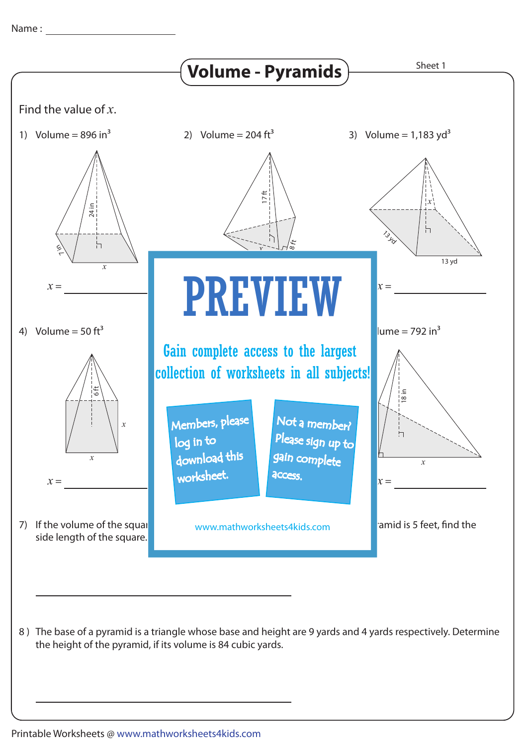Name : ____________________

# Volume - Pyramids

Sheet 1

Find the value of $x$.

1) Volume = 896 in$^3$

24 in, 7 in, $x$

$x$ = ____________

2) Volume = 204 ft$^3$

17 ft, 8 ft, $x$

3) Volume = 1,183 yd$^3$

$x$, 13 yd, 13 yd

$x$ = ____________

4) Volume = 50 ft$^3$

6 ft, $x$, $x$

$x$ = ____________

PREVIEW

Gain complete access to the largest collection of worksheets in all subjects!

Members, please log in to download this worksheet.

Not a member? Please sign up to gain complete access.

www.mathworksheets4kids.com

lume = 792 in$^3$

18 in, $x$

$x$ = ____________

7) If the volume of the squa... side length of the square. ...amid is 5 feet, find the

____________________

8 ) The base of a pyramid is a triangle whose base and height are 9 yards and 4 yards respectively. Determine the height of the pyramid, if its volume is 84 cubic yards.

____________________

Printable Worksheets @ www.mathworksheets4kids.com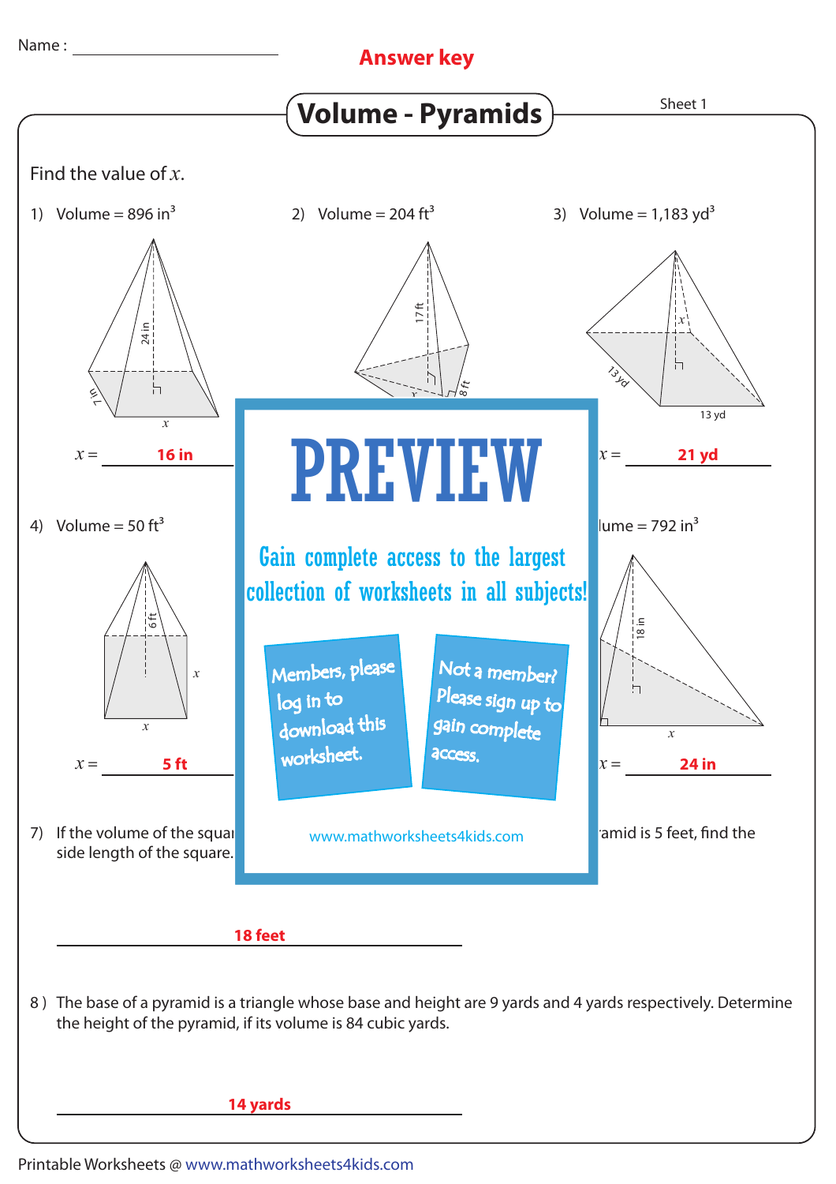Name : ______________________

**Answer key**

# Volume - Pyramids

Sheet 1

Find the value of $x$.

1) Volume = 896 $in^3$

24 in

7 in

$x$

$x$ = **16 in**

2) Volume = 204 $ft^3$

17 ft

8 ft

3) Volume = 1,183 $yd^3$

$x$

13 yd

13 yd

$x$ = **21 yd**

4) Volume = 50 $ft^3$

6 ft

$x$

$x$

$x$ = **5 ft**

PREVIEW

Gain complete access to the largest collection of worksheets in all subjects!

Members, please log in to download this worksheet.

Not a member? Please sign up to gain complete access.

www.mathworksheets4kids.com

...lume = 792 $in^3$

18 in

$x$

$x$ = **24 in**

7) If the volume of the squa... ...amid is 5 feet, find the side length of the square.

**18 feet**

8) The base of a pyramid is a triangle whose base and height are 9 yards and 4 yards respectively. Determine the height of the pyramid, if its volume is 84 cubic yards.

**14 yards**

Printable Worksheets @ www.mathworksheets4kids.com